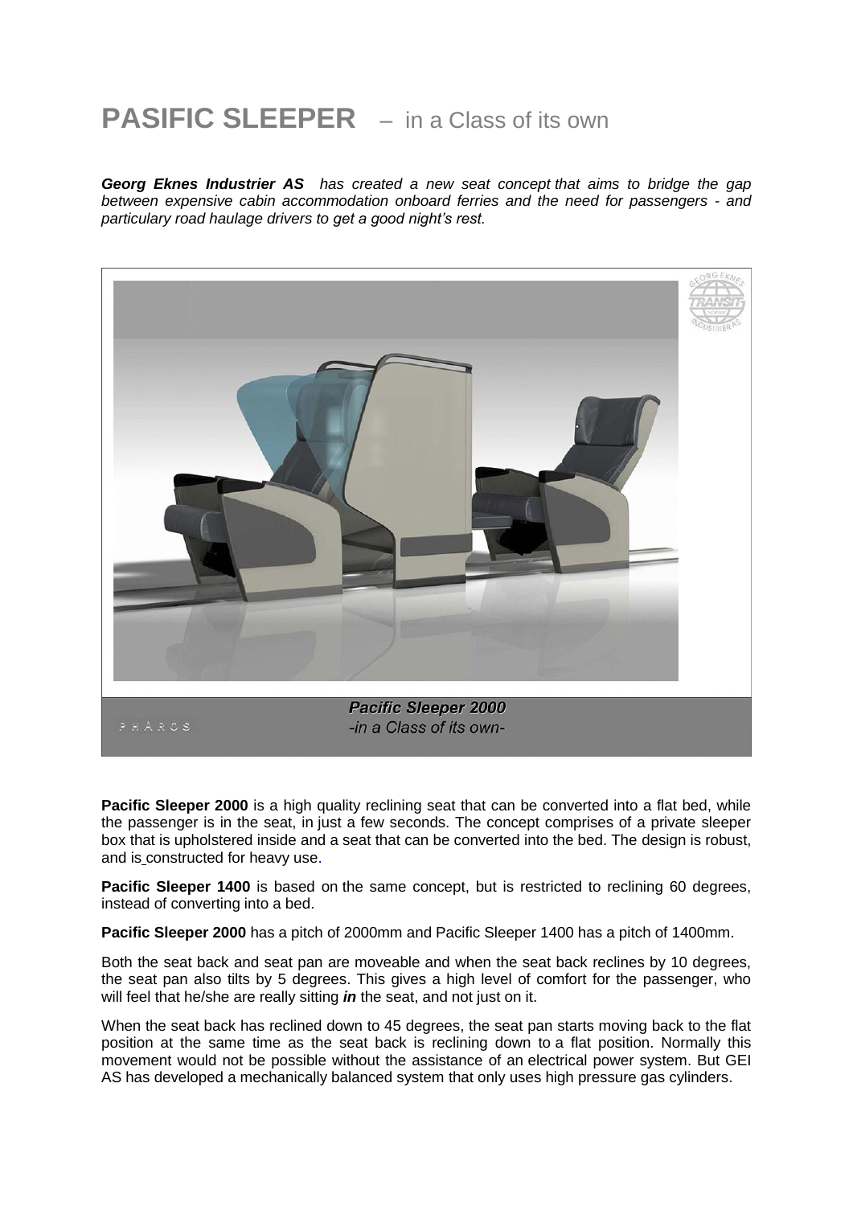# PASIFIC SLEEPER – in a Class of its own

***Georg Eknes Industrier AS*** *has created a new seat concept that aims to bridge the gap between expensive cabin accommodation onboard ferries and the need for passengers - and particulary road haulage drivers to get a good night's rest.*

***Pacific Sleeper 2000***
*-in a Class of its own-*

**Pacific Sleeper 2000** is a high quality reclining seat that can be converted into a flat bed, while the passenger is in the seat, in just a few seconds. The concept comprises of a private sleeper box that is upholstered inside and a seat that can be converted into the bed. The design is robust, and is constructed for heavy use.

**Pacific Sleeper 1400** is based on the same concept, but is restricted to reclining 60 degrees, instead of converting into a bed.

**Pacific Sleeper 2000** has a pitch of 2000mm and Pacific Sleeper 1400 has a pitch of 1400mm.

Both the seat back and seat pan are moveable and when the seat back reclines by 10 degrees, the seat pan also tilts by 5 degrees. This gives a high level of comfort for the passenger, who will feel that he/she are really sitting ***in*** the seat, and not just on it.

When the seat back has reclined down to 45 degrees, the seat pan starts moving back to the flat position at the same time as the seat back is reclining down to a flat position. Normally this movement would not be possible without the assistance of an electrical power system. But GEI AS has developed a mechanically balanced system that only uses high pressure gas cylinders.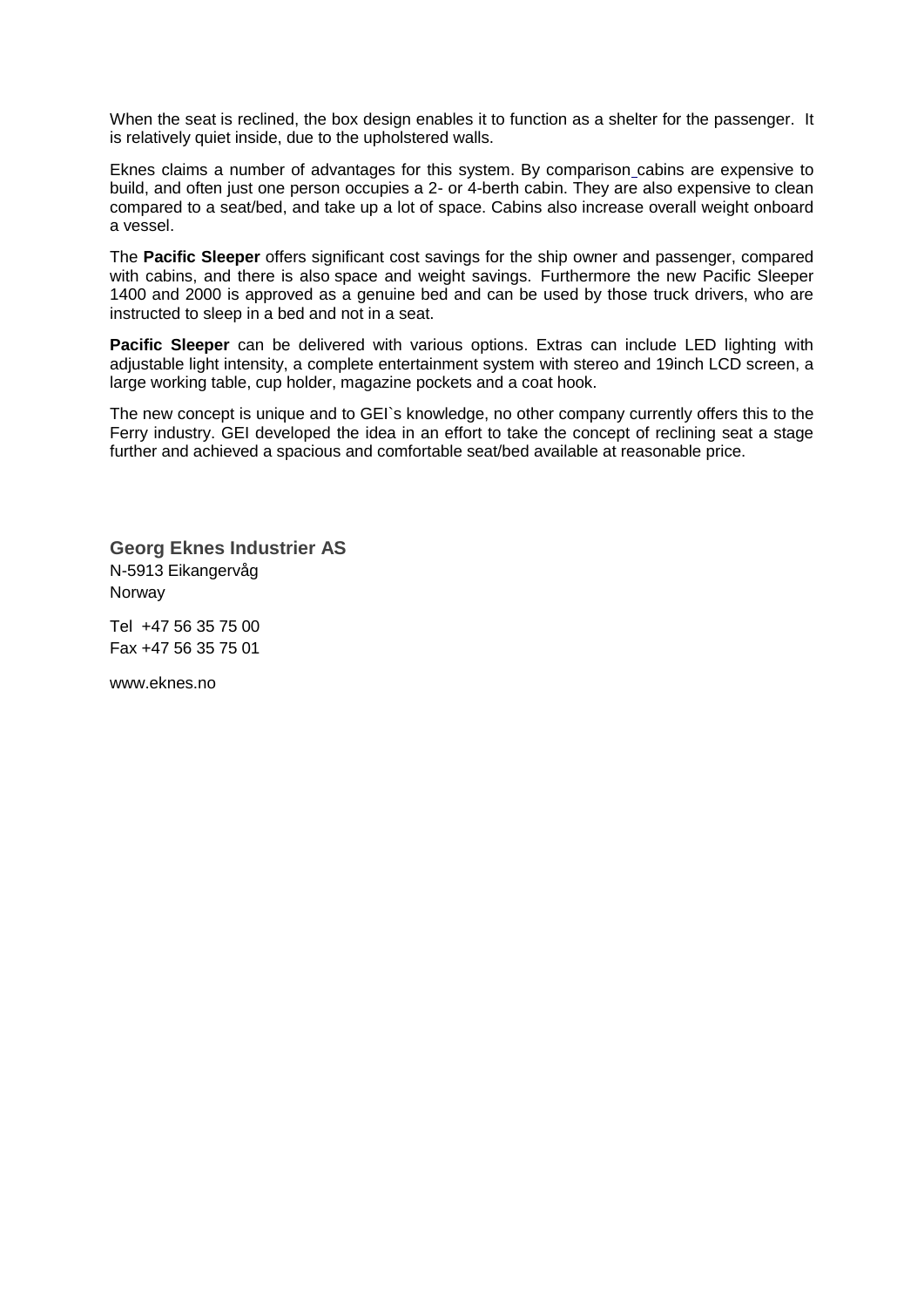When the seat is reclined, the box design enables it to function as a shelter for the passenger. It is relatively quiet inside, due to the upholstered walls.

Eknes claims a number of advantages for this system. By comparison cabins are expensive to build, and often just one person occupies a 2- or 4-berth cabin. They are also expensive to clean compared to a seat/bed, and take up a lot of space. Cabins also increase overall weight onboard a vessel.

The **Pacific Sleeper** offers significant cost savings for the ship owner and passenger, compared with cabins, and there is also space and weight savings. Furthermore the new Pacific Sleeper 1400 and 2000 is approved as a genuine bed and can be used by those truck drivers, who are instructed to sleep in a bed and not in a seat.

**Pacific Sleeper** can be delivered with various options. Extras can include LED lighting with adjustable light intensity, a complete entertainment system with stereo and 19inch LCD screen, a large working table, cup holder, magazine pockets and a coat hook.

The new concept is unique and to GEI`s knowledge, no other company currently offers this to the Ferry industry. GEI developed the idea in an effort to take the concept of reclining seat a stage further and achieved a spacious and comfortable seat/bed available at reasonable price.

**Georg Eknes Industrier AS**
N-5913 Eikangervåg
Norway

Tel +47 56 35 75 00
Fax +47 56 35 75 01

www.eknes.no